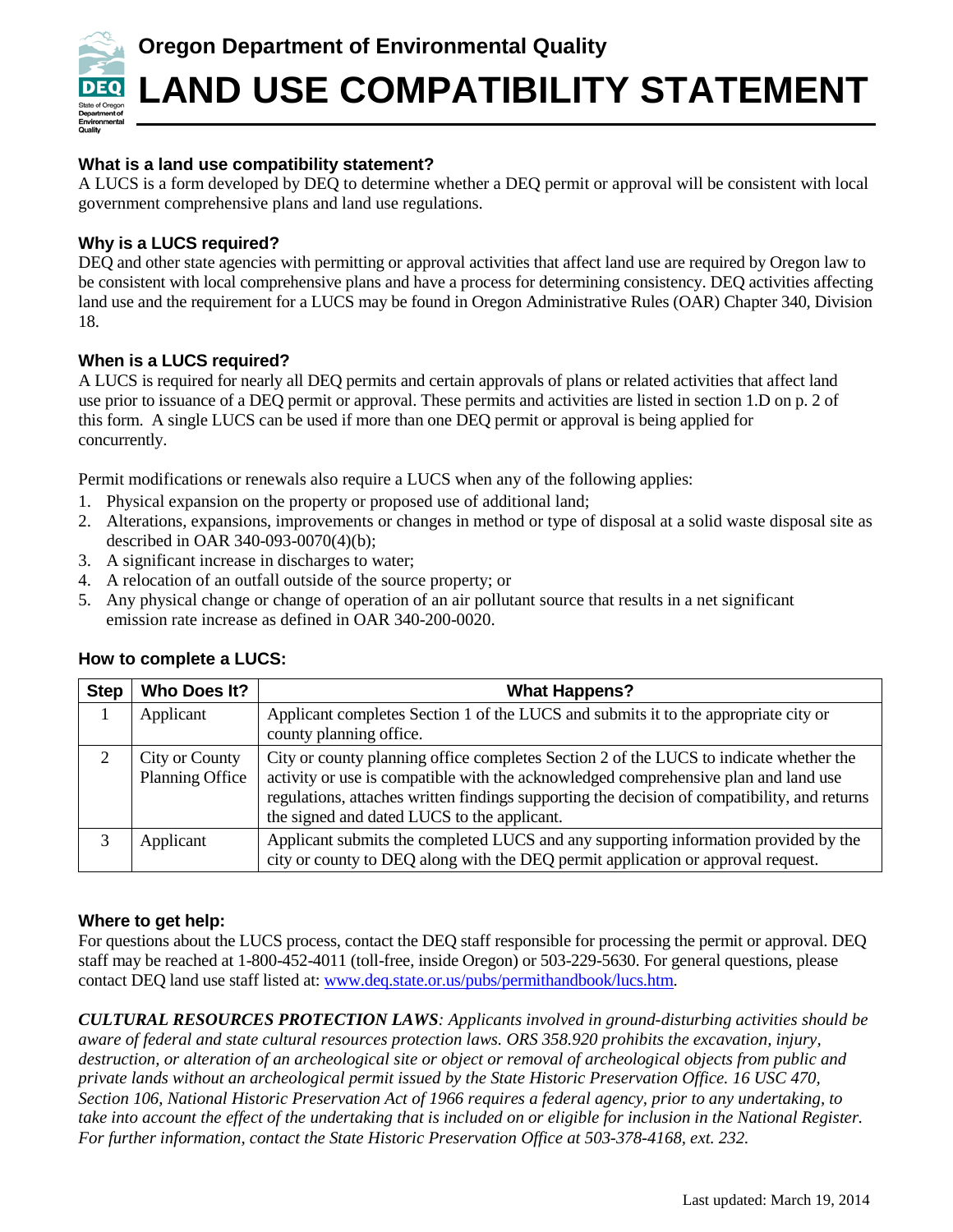**Oregon Department of Environmental Quality**

# LAND USE COMPATIBILITY STATEMENT

### What is a land use compatibility statement?

A LUCS is a form developed by DEQ to determine whether a DEQ permit or approval will be consistent with local government comprehensive plans and land use regulations.

### Why is a LUCS required?

DEQ and other state agencies with permitting or approval activities that affect land use are required by Oregon law to be consistent with local comprehensive plans and have a process for determining consistency. DEQ activities affecting land use and the requirement for a LUCS may be found in Oregon Administrative Rules (OAR) Chapter 340, Division 18.

### When is a LUCS required?

A LUCS is required for nearly all DEQ permits and certain approvals of plans or related activities that affect land use prior to issuance of a DEQ permit or approval. These permits and activities are listed in section 1.D on p. 2 of this form. A single LUCS can be used if more than one DEQ permit or approval is being applied for concurrently.

Permit modifications or renewals also require a LUCS when any of the following applies:

1. Physical expansion on the property or proposed use of additional land;
2. Alterations, expansions, improvements or changes in method or type of disposal at a solid waste disposal site as described in OAR 340-093-0070(4)(b);
3. A significant increase in discharges to water;
4. A relocation of an outfall outside of the source property; or
5. Any physical change or change of operation of an air pollutant source that results in a net significant emission rate increase as defined in OAR 340-200-0020.

### How to complete a LUCS:

| Step | Who Does It? | What Happens? |
|---|---|---|
| 1 | Applicant | Applicant completes Section 1 of the LUCS and submits it to the appropriate city or county planning office. |
| 2 | City or County Planning Office | City or county planning office completes Section 2 of the LUCS to indicate whether the activity or use is compatible with the acknowledged comprehensive plan and land use regulations, attaches written findings supporting the decision of compatibility, and returns the signed and dated LUCS to the applicant. |
| 3 | Applicant | Applicant submits the completed LUCS and any supporting information provided by the city or county to DEQ along with the DEQ permit application or approval request. |

### Where to get help:

For questions about the LUCS process, contact the DEQ staff responsible for processing the permit or approval. DEQ staff may be reached at 1-800-452-4011 (toll-free, inside Oregon) or 503-229-5630. For general questions, please contact DEQ land use staff listed at: [www.deq.state.or.us/pubs/permithandbook/lucs.htm](www.deq.state.or.us/pubs/permithandbook/lucs.htm).

***CULTURAL RESOURCES PROTECTION LAWS****: Applicants involved in ground-disturbing activities should be aware of federal and state cultural resources protection laws. ORS 358.920 prohibits the excavation, injury, destruction, or alteration of an archeological site or object or removal of archeological objects from public and private lands without an archeological permit issued by the State Historic Preservation Office. 16 USC 470, Section 106, National Historic Preservation Act of 1966 requires a federal agency, prior to any undertaking, to take into account the effect of the undertaking that is included on or eligible for inclusion in the National Register. For further information, contact the State Historic Preservation Office at 503-378-4168, ext. 232.*

Last updated: March 19, 2014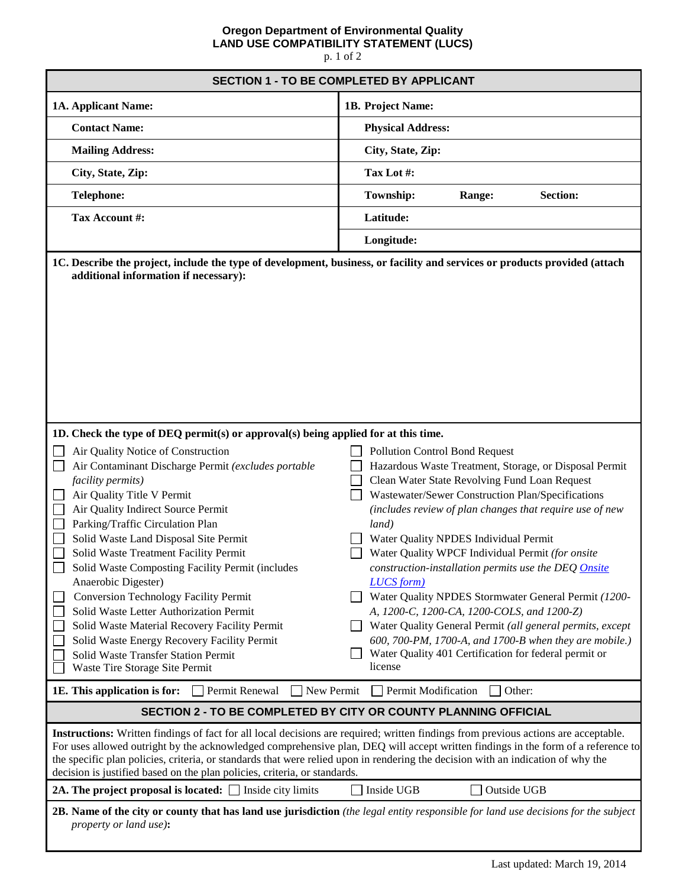# Oregon Department of Environmental Quality
## LAND USE COMPATIBILITY STATEMENT (LUCS)

p. 1 of 2

## SECTION 1 - TO BE COMPLETED BY APPLICANT

| **1A. Applicant Name:** | **1B. Project Name:** |
|---|---|
| **Contact Name:** | **Physical Address:** |
| **Mailing Address:** | **City, State, Zip:** |
| **City, State, Zip:** | **Tax Lot #:** |
| **Telephone:** | **Township:** **Range:** **Section:** |
| **Tax Account #:** | **Latitude:** |
| | **Longitude:** |

**1C. Describe the project, include the type of development, business, or facility and services or products provided (attach additional information if necessary):**

**1D. Check the type of DEQ permit(s) or approval(s) being applied for at this time.**

- ☐ Air Quality Notice of Construction
- ☐ Air Contaminant Discharge Permit *(excludes portable facility permits)*
- ☐ Air Quality Title V Permit
- ☐ Air Quality Indirect Source Permit
- ☐ Parking/Traffic Circulation Plan
- ☐ Solid Waste Land Disposal Site Permit
- ☐ Solid Waste Treatment Facility Permit
- ☐ Solid Waste Composting Facility Permit (includes Anaerobic Digester)
- ☐ Conversion Technology Facility Permit
- ☐ Solid Waste Letter Authorization Permit
- ☐ Solid Waste Material Recovery Facility Permit
- ☐ Solid Waste Energy Recovery Facility Permit
- ☐ Solid Waste Transfer Station Permit
- ☐ Waste Tire Storage Site Permit
- ☐ Pollution Control Bond Request
- ☐ Hazardous Waste Treatment, Storage, or Disposal Permit
- ☐ Clean Water State Revolving Fund Loan Request
- ☐ Wastewater/Sewer Construction Plan/Specifications *(includes review of plan changes that require use of new land)*
- ☐ Water Quality NPDES Individual Permit
- ☐ Water Quality WPCF Individual Permit *(for onsite construction-installation permits use the DEQ Onsite LUCS form)*
- ☐ Water Quality NPDES Stormwater General Permit *(1200-A, 1200-C, 1200-CA, 1200-COLS, and 1200-Z)*
- ☐ Water Quality General Permit *(all general permits, except 600, 700-PM, 1700-A, and 1700-B when they are mobile.)*
- ☐ Water Quality 401 Certification for federal permit or license

**1E. This application is for:** ☐ Permit Renewal ☐ New Permit ☐ Permit Modification ☐ Other:

## SECTION 2 - TO BE COMPLETED BY CITY OR COUNTY PLANNING OFFICIAL

**Instructions:** Written findings of fact for all local decisions are required; written findings from previous actions are acceptable. For uses allowed outright by the acknowledged comprehensive plan, DEQ will accept written findings in the form of a reference to the specific plan policies, criteria, or standards that were relied upon in rendering the decision with an indication of why the decision is justified based on the plan policies, criteria, or standards.

**2A. The project proposal is located:** ☐ Inside city limits ☐ Inside UGB ☐ Outside UGB

**2B. Name of the city or county that has land use jurisdiction** *(the legal entity responsible for land use decisions for the subject property or land use)***:**

Last updated: March 19, 2014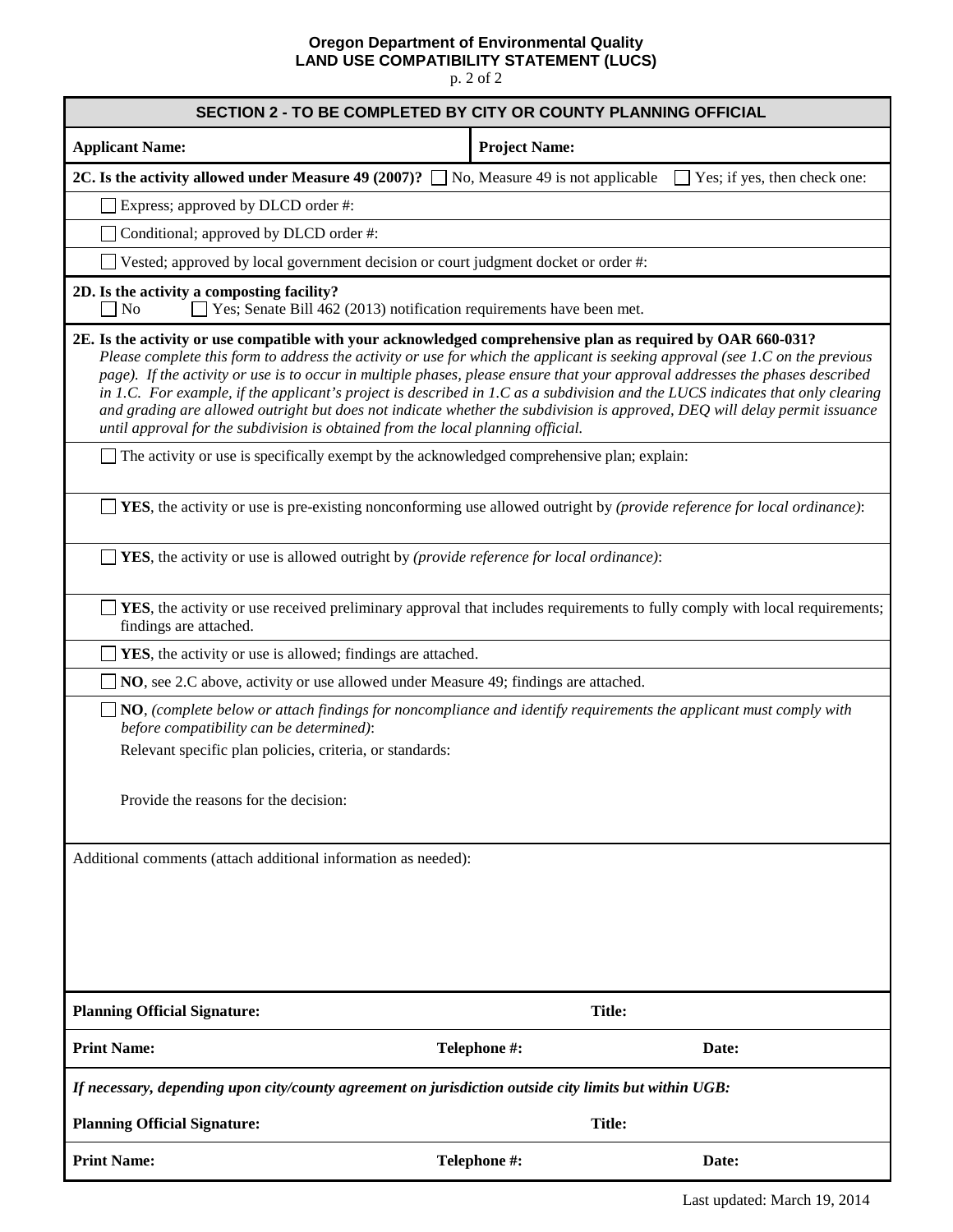**Oregon Department of Environmental Quality**
**LAND USE COMPATIBILITY STATEMENT (LUCS)**

## SECTION 2 - TO BE COMPLETED BY CITY OR COUNTY PLANNING OFFICIAL

| **Applicant Name:** | **Project Name:** |
|---|---|

**2C. Is the activity allowed under Measure 49 (2007)?** ☐ No, Measure 49 is not applicable ☐ Yes; if yes, then check one:

☐ Express; approved by DLCD order #:

☐ Conditional; approved by DLCD order #:

☐ Vested; approved by local government decision or court judgment docket or order #:

**2D. Is the activity a composting facility?**
☐ No ☐ Yes; Senate Bill 462 (2013) notification requirements have been met.

**2E. Is the activity or use compatible with your acknowledged comprehensive plan as required by OAR 660-031?**
*Please complete this form to address the activity or use for which the applicant is seeking approval (see 1.C on the previous page). If the activity or use is to occur in multiple phases, please ensure that your approval addresses the phases described in 1.C. For example, if the applicant's project is described in 1.C as a subdivision and the LUCS indicates that only clearing and grading are allowed outright but does not indicate whether the subdivision is approved, DEQ will delay permit issuance until approval for the subdivision is obtained from the local planning official.*

☐ The activity or use is specifically exempt by the acknowledged comprehensive plan; explain:

☐ **YES**, the activity or use is pre-existing nonconforming use allowed outright by *(provide reference for local ordinance)*:

☐ **YES**, the activity or use is allowed outright by *(provide reference for local ordinance)*:

☐ **YES**, the activity or use received preliminary approval that includes requirements to fully comply with local requirements; findings are attached.

☐ **YES**, the activity or use is allowed; findings are attached.

☐ **NO**, see 2.C above, activity or use allowed under Measure 49; findings are attached.

☐ **NO**, *(complete below or attach findings for noncompliance and identify requirements the applicant must comply with before compatibility can be determined)*:

Relevant specific plan policies, criteria, or standards:

Provide the reasons for the decision:

Additional comments (attach additional information as needed):

| | | |
|---|---|---|
| **Planning Official Signature:** | | **Title:** |
| **Print Name:** | **Telephone #:** | **Date:** |

*If necessary, depending upon city/county agreement on jurisdiction outside city limits but within UGB:*

| | | |
|---|---|---|
| **Planning Official Signature:** | | **Title:** |
| **Print Name:** | **Telephone #:** | **Date:** |

Last updated: March 19, 2014